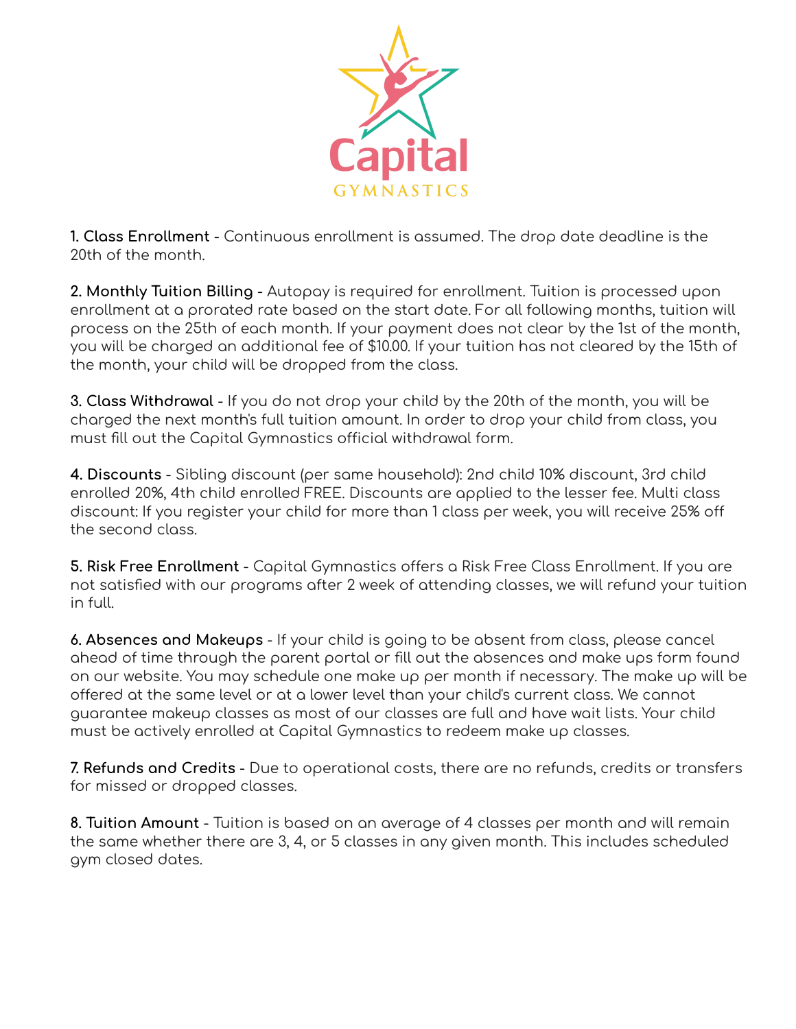Capital

GYMNASTICS

**1. Class Enrollment** - Continuous enrollment is assumed. The drop date deadline is the 20th of the month.

**2. Monthly Tuition Billing** - Autopay is required for enrollment. Tuition is processed upon enrollment at a prorated rate based on the start date. For all following months, tuition will process on the 25th of each month. If your payment does not clear by the 1st of the month, you will be charged an additional fee of $10.00. If your tuition has not cleared by the 15th of the month, your child will be dropped from the class.

**3. Class Withdrawal** - If you do not drop your child by the 20th of the month, you will be charged the next month's full tuition amount. In order to drop your child from class, you must fill out the Capital Gymnastics official withdrawal form.

**4. Discounts** - Sibling discount (per same household): 2nd child 10% discount, 3rd child enrolled 20%, 4th child enrolled FREE. Discounts are applied to the lesser fee. Multi class discount: If you register your child for more than 1 class per week, you will receive 25% off the second class.

**5. Risk Free Enrollment** - Capital Gymnastics offers a Risk Free Class Enrollment. If you are not satisfied with our programs after 2 week of attending classes, we will refund your tuition in full.

**6. Absences and Makeups** - If your child is going to be absent from class, please cancel ahead of time through the parent portal or fill out the absences and make ups form found on our website. You may schedule one make up per month if necessary. The make up will be offered at the same level or at a lower level than your child's current class. We cannot guarantee makeup classes as most of our classes are full and have wait lists. Your child must be actively enrolled at Capital Gymnastics to redeem make up classes.

**7. Refunds and Credits** - Due to operational costs, there are no refunds, credits or transfers for missed or dropped classes.

**8. Tuition Amount** - Tuition is based on an average of 4 classes per month and will remain the same whether there are 3, 4, or 5 classes in any given month. This includes scheduled gym closed dates.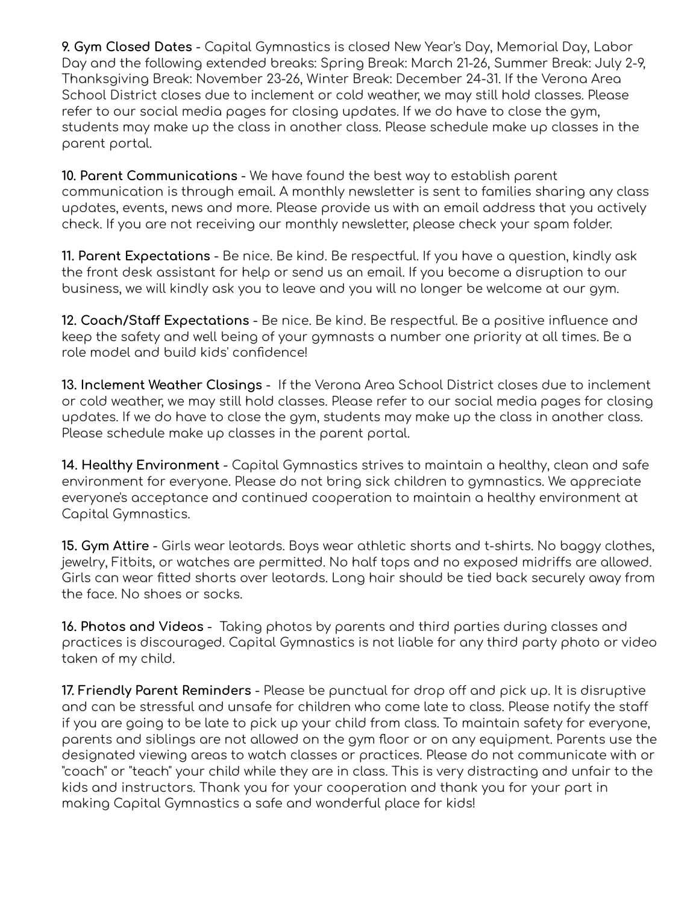**9. Gym Closed Dates** - Capital Gymnastics is closed New Year's Day, Memorial Day, Labor Day and the following extended breaks: Spring Break: March 21-26, Summer Break: July 2-9, Thanksgiving Break: November 23-26, Winter Break: December 24-31. If the Verona Area School District closes due to inclement or cold weather, we may still hold classes. Please refer to our social media pages for closing updates. If we do have to close the gym, students may make up the class in another class. Please schedule make up classes in the parent portal.

**10. Parent Communications** - We have found the best way to establish parent communication is through email. A monthly newsletter is sent to families sharing any class updates, events, news and more. Please provide us with an email address that you actively check. If you are not receiving our monthly newsletter, please check your spam folder.

**11. Parent Expectations** - Be nice. Be kind. Be respectful. If you have a question, kindly ask the front desk assistant for help or send us an email. If you become a disruption to our business, we will kindly ask you to leave and you will no longer be welcome at our gym.

**12. Coach/Staff Expectations** - Be nice. Be kind. Be respectful. Be a positive influence and keep the safety and well being of your gymnasts a number one priority at all times. Be a role model and build kids' confidence!

**13. Inclement Weather Closings** - If the Verona Area School District closes due to inclement or cold weather, we may still hold classes. Please refer to our social media pages for closing updates. If we do have to close the gym, students may make up the class in another class. Please schedule make up classes in the parent portal.

**14. Healthy Environment** - Capital Gymnastics strives to maintain a healthy, clean and safe environment for everyone. Please do not bring sick children to gymnastics. We appreciate everyone's acceptance and continued cooperation to maintain a healthy environment at Capital Gymnastics.

**15. Gym Attire** - Girls wear leotards. Boys wear athletic shorts and t-shirts. No baggy clothes, jewelry, Fitbits, or watches are permitted. No half tops and no exposed midriffs are allowed. Girls can wear fitted shorts over leotards. Long hair should be tied back securely away from the face. No shoes or socks.

**16. Photos and Videos** - Taking photos by parents and third parties during classes and practices is discouraged. Capital Gymnastics is not liable for any third party photo or video taken of my child.

**17. Friendly Parent Reminders** - Please be punctual for drop off and pick up. It is disruptive and can be stressful and unsafe for children who come late to class. Please notify the staff if you are going to be late to pick up your child from class. To maintain safety for everyone, parents and siblings are not allowed on the gym floor or on any equipment. Parents use the designated viewing areas to watch classes or practices. Please do not communicate with or "coach" or "teach" your child while they are in class. This is very distracting and unfair to the kids and instructors. Thank you for your cooperation and thank you for your part in making Capital Gymnastics a safe and wonderful place for kids!